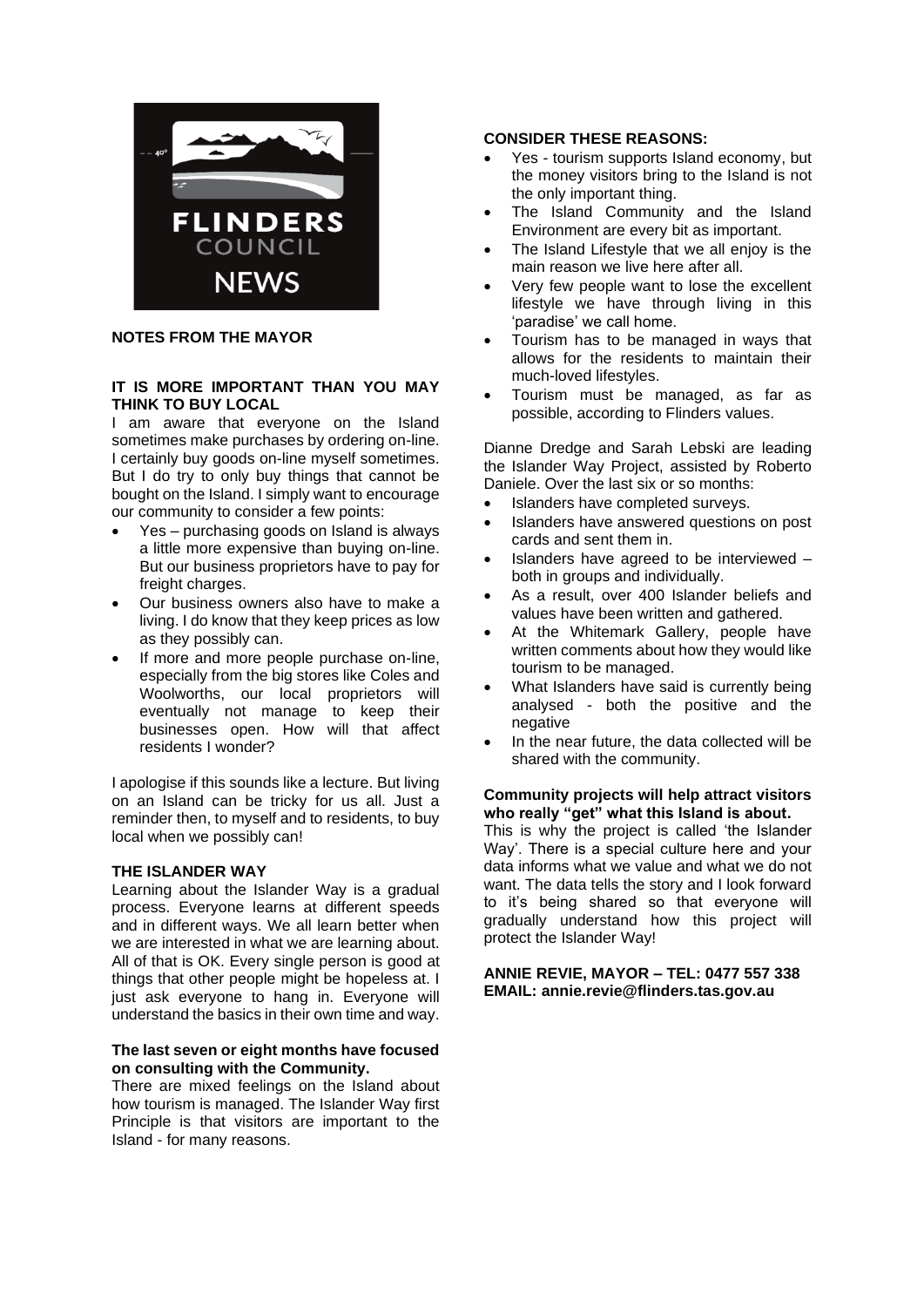FLINDERS COUNCIL NEWS

## NOTES FROM THE MAYOR

### IT IS MORE IMPORTANT THAN YOU MAY THINK TO BUY LOCAL

I am aware that everyone on the Island sometimes make purchases by ordering on-line. I certainly buy goods on-line myself sometimes. But I do try to only buy things that cannot be bought on the Island. I simply want to encourage our community to consider a few points:

- Yes – purchasing goods on Island is always a little more expensive than buying on-line. But our business proprietors have to pay for freight charges.
- Our business owners also have to make a living. I do know that they keep prices as low as they possibly can.
- If more and more people purchase on-line, especially from the big stores like Coles and Woolworths, our local proprietors will eventually not manage to keep their businesses open. How will that affect residents I wonder?

I apologise if this sounds like a lecture. But living on an Island can be tricky for us all. Just a reminder then, to myself and to residents, to buy local when we possibly can!

### THE ISLANDER WAY

Learning about the Islander Way is a gradual process. Everyone learns at different speeds and in different ways. We all learn better when we are interested in what we are learning about. All of that is OK. Every single person is good at things that other people might be hopeless at. I just ask everyone to hang in. Everyone will understand the basics in their own time and way.

**The last seven or eight months have focused on consulting with the Community.**

There are mixed feelings on the Island about how tourism is managed. The Islander Way first Principle is that visitors are important to the Island - for many reasons.

**CONSIDER THESE REASONS:**

- Yes - tourism supports Island economy, but the money visitors bring to the Island is not the only important thing.
- The Island Community and the Island Environment are every bit as important.
- The Island Lifestyle that we all enjoy is the main reason we live here after all.
- Very few people want to lose the excellent lifestyle we have through living in this 'paradise' we call home.
- Tourism has to be managed in ways that allows for the residents to maintain their much-loved lifestyles.
- Tourism must be managed, as far as possible, according to Flinders values.

Dianne Dredge and Sarah Lebski are leading the Islander Way Project, assisted by Roberto Daniele. Over the last six or so months:

- Islanders have completed surveys.
- Islanders have answered questions on post cards and sent them in.
- Islanders have agreed to be interviewed – both in groups and individually.
- As a result, over 400 Islander beliefs and values have been written and gathered.
- At the Whitemark Gallery, people have written comments about how they would like tourism to be managed.
- What Islanders have said is currently being analysed - both the positive and the negative
- In the near future, the data collected will be shared with the community.

**Community projects will help attract visitors who really "get" what this Island is about.**

This is why the project is called 'the Islander Way'. There is a special culture here and your data informs what we value and what we do not want. The data tells the story and I look forward to it's being shared so that everyone will gradually understand how this project will protect the Islander Way!

**ANNIE REVIE, MAYOR – TEL: 0477 557 338**
**EMAIL: annie.revie@flinders.tas.gov.au**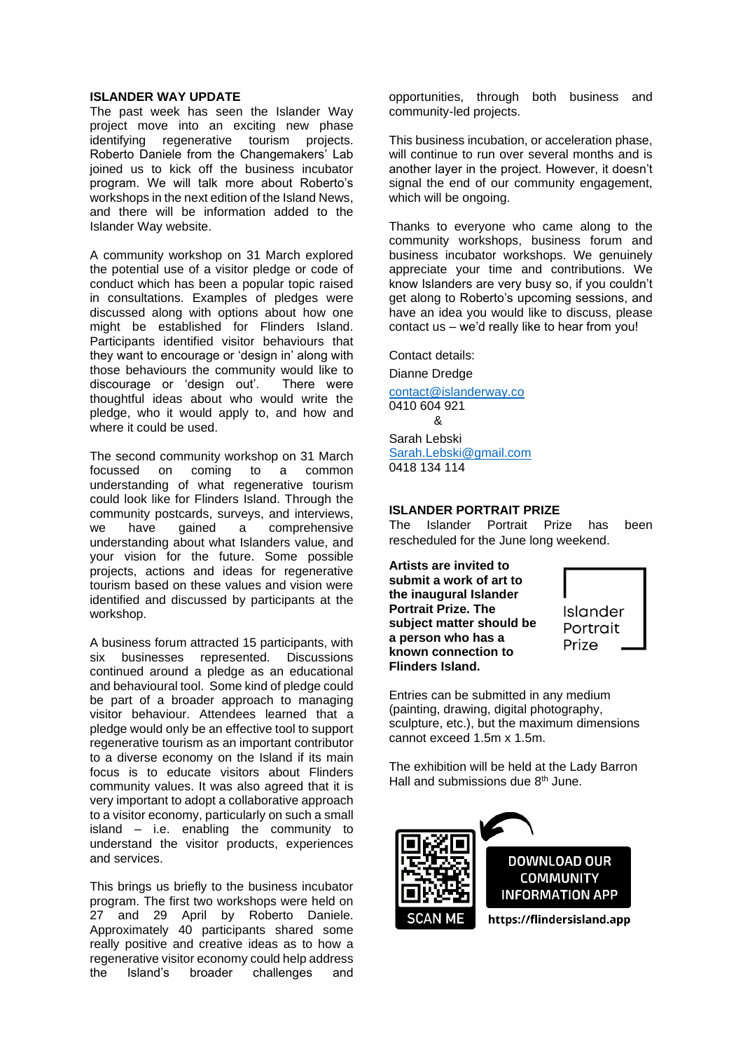## ISLANDER WAY UPDATE

The past week has seen the Islander Way project move into an exciting new phase identifying regenerative tourism projects. Roberto Daniele from the Changemakers' Lab joined us to kick off the business incubator program. We will talk more about Roberto's workshops in the next edition of the Island News, and there will be information added to the Islander Way website.

A community workshop on 31 March explored the potential use of a visitor pledge or code of conduct which has been a popular topic raised in consultations. Examples of pledges were discussed along with options about how one might be established for Flinders Island. Participants identified visitor behaviours that they want to encourage or 'design in' along with those behaviours the community would like to discourage or 'design out'. There were thoughtful ideas about who would write the pledge, who it would apply to, and how and where it could be used.

The second community workshop on 31 March focussed on coming to a common understanding of what regenerative tourism could look like for Flinders Island. Through the community postcards, surveys, and interviews, we have gained a comprehensive understanding about what Islanders value, and your vision for the future. Some possible projects, actions and ideas for regenerative tourism based on these values and vision were identified and discussed by participants at the workshop.

A business forum attracted 15 participants, with six businesses represented. Discussions continued around a pledge as an educational and behavioural tool. Some kind of pledge could be part of a broader approach to managing visitor behaviour. Attendees learned that a pledge would only be an effective tool to support regenerative tourism as an important contributor to a diverse economy on the Island if its main focus is to educate visitors about Flinders community values. It was also agreed that it is very important to adopt a collaborative approach to a visitor economy, particularly on such a small island – i.e. enabling the community to understand the visitor products, experiences and services.

This brings us briefly to the business incubator program. The first two workshops were held on 27 and 29 April by Roberto Daniele. Approximately 40 participants shared some really positive and creative ideas as to how a regenerative visitor economy could help address the Island's broader challenges and opportunities, through both business and community-led projects.

This business incubation, or acceleration phase, will continue to run over several months and is another layer in the project. However, it doesn't signal the end of our community engagement, which will be ongoing.

Thanks to everyone who came along to the community workshops, business forum and business incubator workshops. We genuinely appreciate your time and contributions. We know Islanders are very busy so, if you couldn't get along to Roberto's upcoming sessions, and have an idea you would like to discuss, please contact us – we'd really like to hear from you!

Contact details:

Dianne Dredge
contact@islanderway.co
0410 604 921

&

Sarah Lebski
Sarah.Lebski@gmail.com
0418 134 114

## ISLANDER PORTRAIT PRIZE

The Islander Portrait Prize has been rescheduled for the June long weekend.

**Artists are invited to submit a work of art to the inaugural Islander Portrait Prize. The subject matter should be a person who has a known connection to Flinders Island.**

Islander Portrait Prize

Entries can be submitted in any medium (painting, drawing, digital photography, sculpture, etc.), but the maximum dimensions cannot exceed 1.5m x 1.5m.

The exhibition will be held at the Lady Barron Hall and submissions due 8th June.

SCAN ME

DOWNLOAD OUR COMMUNITY INFORMATION APP

https://flindersisland.app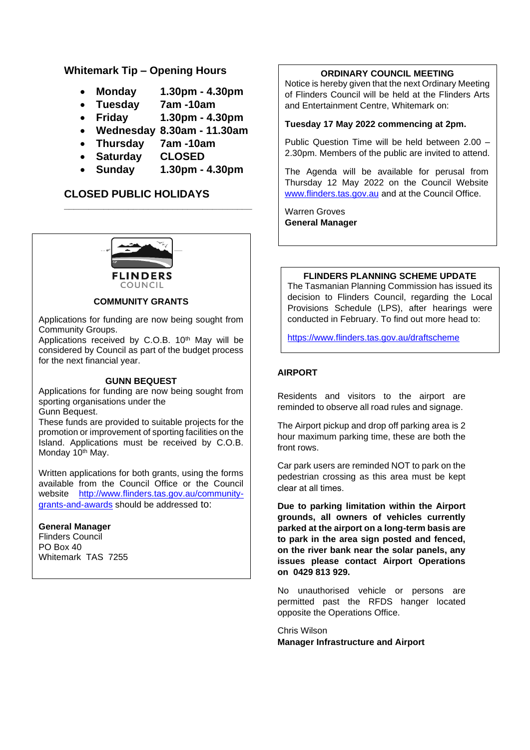## Whitemark Tip – Opening Hours

- **Monday 1.30pm - 4.30pm**
- **Tuesday 7am -10am**
- **Friday 1.30pm - 4.30pm**
- **Wednesday 8.30am - 11.30am**
- **Thursday 7am -10am**
- **Saturday CLOSED**
- **Sunday 1.30pm - 4.30pm**

## CLOSED PUBLIC HOLIDAYS

---

FLINDERS
COUNCIL

**COMMUNITY GRANTS**

Applications for funding are now being sought from Community Groups.
Applications received by C.O.B. 10th May will be considered by Council as part of the budget process for the next financial year.

**GUNN BEQUEST**

Applications for funding are now being sought from sporting organisations under the
Gunn Bequest.
These funds are provided to suitable projects for the promotion or improvement of sporting facilities on the Island. Applications must be received by C.O.B. Monday 10th May.

Written applications for both grants, using the forms available from the Council Office or the Council website http://www.flinders.tas.gov.au/community-grants-and-awards should be addressed to:

**General Manager**
Flinders Council
PO Box 40
Whitemark TAS 7255

**ORDINARY COUNCIL MEETING**

Notice is hereby given that the next Ordinary Meeting of Flinders Council will be held at the Flinders Arts and Entertainment Centre, Whitemark on:

**Tuesday 17 May 2022 commencing at 2pm.**

Public Question Time will be held between 2.00 – 2.30pm. Members of the public are invited to attend.

The Agenda will be available for perusal from Thursday 12 May 2022 on the Council Website www.flinders.tas.gov.au and at the Council Office.

Warren Groves
**General Manager**

**FLINDERS PLANNING SCHEME UPDATE**

The Tasmanian Planning Commission has issued its decision to Flinders Council, regarding the Local Provisions Schedule (LPS), after hearings were conducted in February. To find out more head to:

https://www.flinders.tas.gov.au/draftscheme

**AIRPORT**

Residents and visitors to the airport are reminded to observe all road rules and signage.

The Airport pickup and drop off parking area is 2 hour maximum parking time, these are both the front rows.

Car park users are reminded NOT to park on the pedestrian crossing as this area must be kept clear at all times.

**Due to parking limitation within the Airport grounds, all owners of vehicles currently parked at the airport on a long-term basis are to park in the area sign posted and fenced, on the river bank near the solar panels, any issues please contact Airport Operations on 0429 813 929.**

No unauthorised vehicle or persons are permitted past the RFDS hanger located opposite the Operations Office.

Chris Wilson
**Manager Infrastructure and Airport**